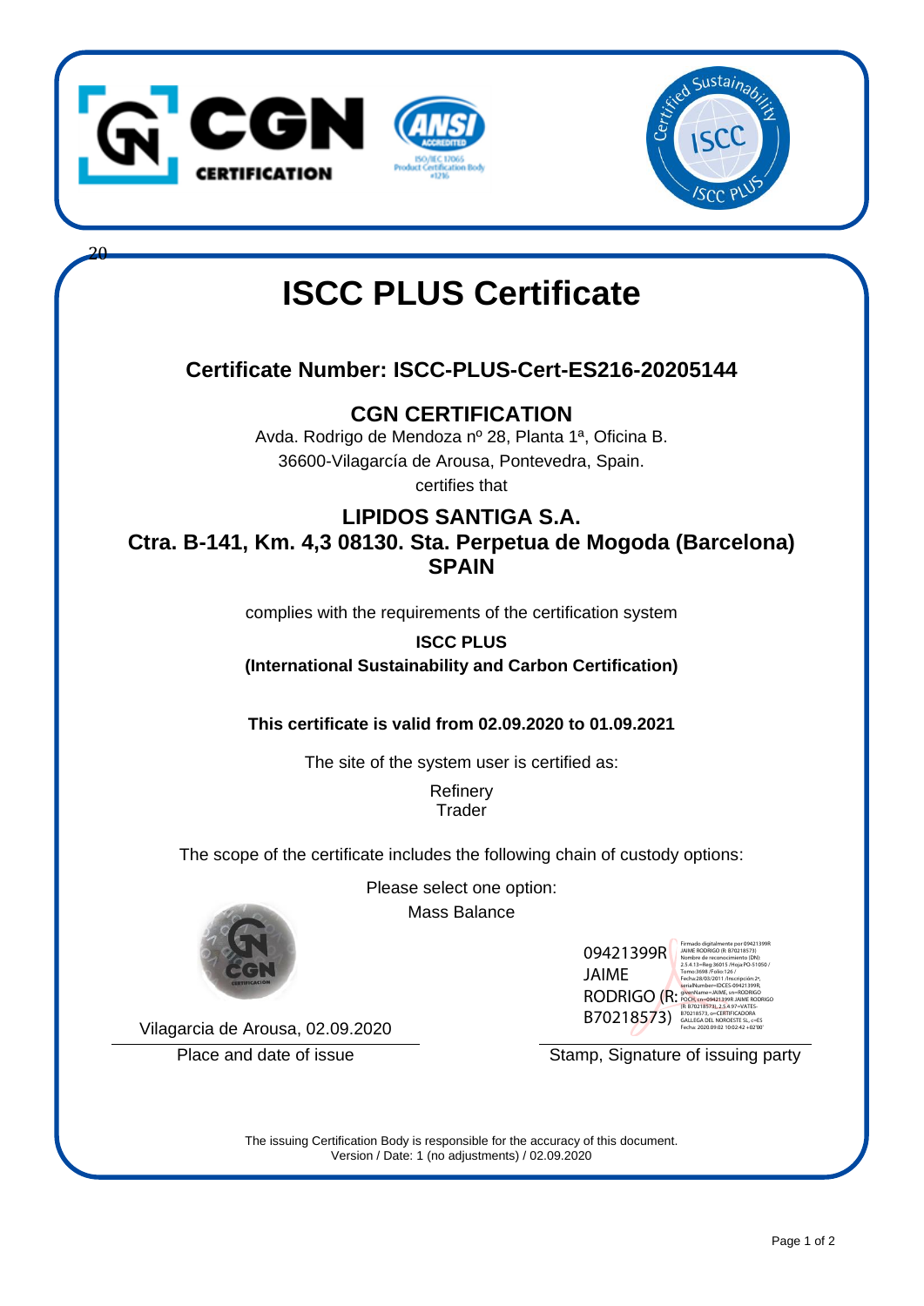# ISCC PLUS Certificate

## Certificate Number: ISCC-PLUS-Cert-ES216-20205144

## CGN CERTIFICATION

Avda. Rodrigo de Mendoza nº 28, Planta 1ª, Oficina B.
36600-Vilagarcía de Arousa, Pontevedra, Spain.

certifies that

## LIPIDOS SANTIGA S.A.
## Ctra. B-141, Km. 4,3 08130. Sta. Perpetua de Mogoda (Barcelona) SPAIN

complies with the requirements of the certification system

**ISCC PLUS**
**(International Sustainability and Carbon Certification)**

**This certificate is valid from 02.09.2020 to 01.09.2021**

The site of the system user is certified as:

Refinery
Trader

The scope of the certificate includes the following chain of custody options:

Please select one option:
Mass Balance

Vilagarcia de Arousa, 02.09.2020
Place and date of issue

09421399R JAIME RODRIGO (R: B70218573)

Firmado digitalmente por 09421399R JAIME RODRIGO (R: B70218573)
Nombre de reconocimiento (DN): 2.5.4.13=Reg:36015 /Hoja:PO-51050 / Tomo:3698 /Folio:126 / Fecha:28/03/2011 /Inscripción:2ª, serialNumber=IDCES-09421399R, givenName=JAIME, sn=RODRIGO POCH, cn=09421399R JAIME RODRIGO (R: B70218573), 2.5.4.97=VATES-B70218573, o=CERTIFICADORA GALLEGA DEL NOROESTE SL, c=ES
Fecha: 2020.09.02 10:02:42 +02'00'

Stamp, Signature of issuing party

The issuing Certification Body is responsible for the accuracy of this document.
Version / Date: 1 (no adjustments) / 02.09.2020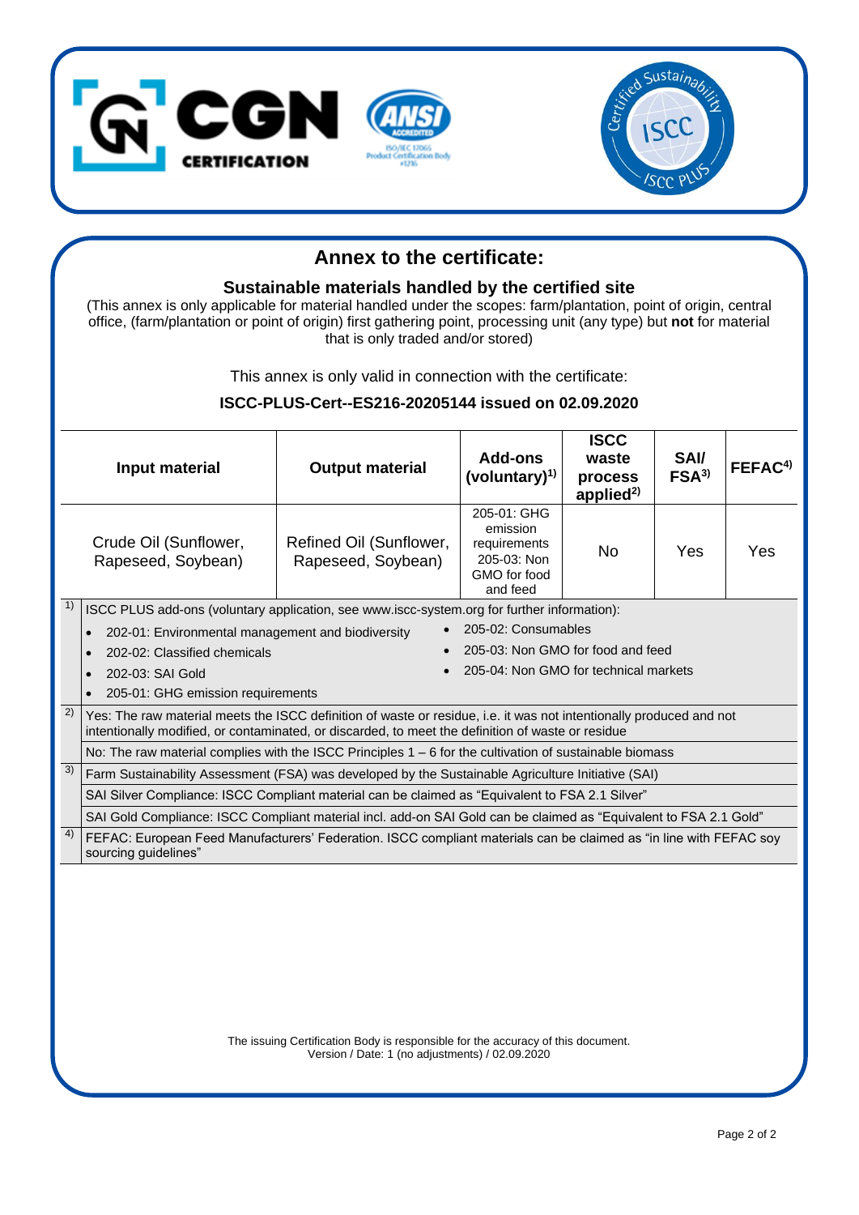# Annex to the certificate:

## Sustainable materials handled by the certified site

(This annex is only applicable for material handled under the scopes: farm/plantation, point of origin, central office, (farm/plantation or point of origin) first gathering point, processing unit (any type) but **not** for material that is only traded and/or stored)

This annex is only valid in connection with the certificate:

**ISCC-PLUS-Cert--ES216-20205144 issued on 02.09.2020**

| Input material | Output material | Add-ons (voluntary)[1] | ISCC waste process applied[2] | SAI/ FSA[3] | FEFAC[4] |
|---|---|---|---|---|---|
| Crude Oil (Sunflower, Rapeseed, Soybean) | Refined Oil (Sunflower, Rapeseed, Soybean) | 205-01: GHG emission requirements 205-03: Non GMO for food and feed | No | Yes | Yes |

1) ISCC PLUS add-ons (voluntary application, see www.iscc-system.org for further information):

- 202-01: Environmental management and biodiversity
- 202-02: Classified chemicals
- 202-03: SAI Gold
- 205-01: GHG emission requirements
- 205-02: Consumables
- 205-03: Non GMO for food and feed
- 205-04: Non GMO for technical markets

2) Yes: The raw material meets the ISCC definition of waste or residue, i.e. it was not intentionally produced and not intentionally modified, or contaminated, or discarded, to meet the definition of waste or residue

No: The raw material complies with the ISCC Principles 1 – 6 for the cultivation of sustainable biomass

3) Farm Sustainability Assessment (FSA) was developed by the Sustainable Agriculture Initiative (SAI)

SAI Silver Compliance: ISCC Compliant material can be claimed as "Equivalent to FSA 2.1 Silver"

SAI Gold Compliance: ISCC Compliant material incl. add-on SAI Gold can be claimed as "Equivalent to FSA 2.1 Gold"

4) FEFAC: European Feed Manufacturers' Federation. ISCC compliant materials can be claimed as "in line with FEFAC soy sourcing guidelines"

The issuing Certification Body is responsible for the accuracy of this document.
Version / Date: 1 (no adjustments) / 02.09.2020